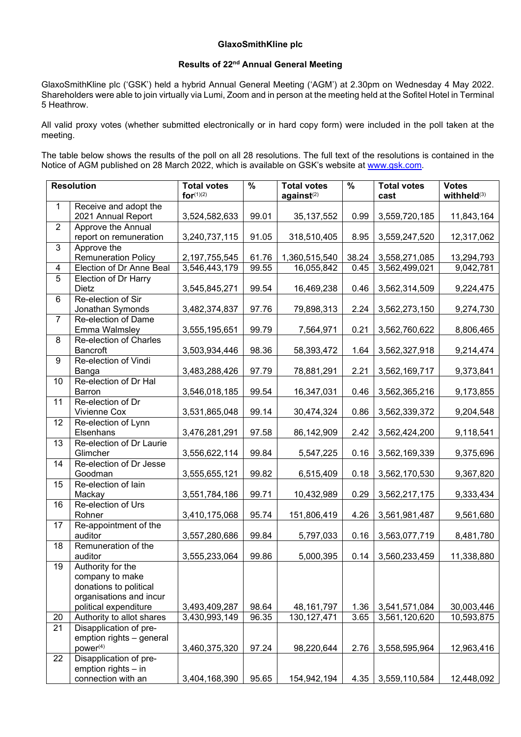**GlaxoSmithKline plc**

**Results of 22nd Annual General Meeting**

GlaxoSmithKline plc ('GSK') held a hybrid Annual General Meeting ('AGM') at 2.30pm on Wednesday 4 May 2022. Shareholders were able to join virtually via Lumi, Zoom and in person at the meeting held at the Sofitel Hotel in Terminal 5 Heathrow.

All valid proxy votes (whether submitted electronically or in hard copy form) were included in the poll taken at the meeting.

The table below shows the results of the poll on all 28 resolutions. The full text of the resolutions is contained in the Notice of AGM published on 28 March 2022, which is available on GSK's website at www.gsk.com.

| Resolution | | Total votes for(1)(2) | % | Total votes against(2) | % | Total votes cast | Votes withheld(3) |
|---|---|---|---|---|---|---|---|
| 1 | Receive and adopt the 2021 Annual Report | 3,524,582,633 | 99.01 | 35,137,552 | 0.99 | 3,559,720,185 | 11,843,164 |
| 2 | Approve the Annual report on remuneration | 3,240,737,115 | 91.05 | 318,510,405 | 8.95 | 3,559,247,520 | 12,317,062 |
| 3 | Approve the Remuneration Policy | 2,197,755,545 | 61.76 | 1,360,515,540 | 38.24 | 3,558,271,085 | 13,294,793 |
| 4 | Election of Dr Anne Beal | 3,546,443,179 | 99.55 | 16,055,842 | 0.45 | 3,562,499,021 | 9,042,781 |
| 5 | Election of Dr Harry Dietz | 3,545,845,271 | 99.54 | 16,469,238 | 0.46 | 3,562,314,509 | 9,224,475 |
| 6 | Re-election of Sir Jonathan Symonds | 3,482,374,837 | 97.76 | 79,898,313 | 2.24 | 3,562,273,150 | 9,274,730 |
| 7 | Re-election of Dame Emma Walmsley | 3,555,195,651 | 99.79 | 7,564,971 | 0.21 | 3,562,760,622 | 8,806,465 |
| 8 | Re-election of Charles Bancroft | 3,503,934,446 | 98.36 | 58,393,472 | 1.64 | 3,562,327,918 | 9,214,474 |
| 9 | Re-election of Vindi Banga | 3,483,288,426 | 97.79 | 78,881,291 | 2.21 | 3,562,169,717 | 9,373,841 |
| 10 | Re-election of Dr Hal Barron | 3,546,018,185 | 99.54 | 16,347,031 | 0.46 | 3,562,365,216 | 9,173,855 |
| 11 | Re-election of Dr Vivienne Cox | 3,531,865,048 | 99.14 | 30,474,324 | 0.86 | 3,562,339,372 | 9,204,548 |
| 12 | Re-election of Lynn Elsenhans | 3,476,281,291 | 97.58 | 86,142,909 | 2.42 | 3,562,424,200 | 9,118,541 |
| 13 | Re-election of Dr Laurie Glimcher | 3,556,622,114 | 99.84 | 5,547,225 | 0.16 | 3,562,169,339 | 9,375,696 |
| 14 | Re-election of Dr Jesse Goodman | 3,555,655,121 | 99.82 | 6,515,409 | 0.18 | 3,562,170,530 | 9,367,820 |
| 15 | Re-election of Iain Mackay | 3,551,784,186 | 99.71 | 10,432,989 | 0.29 | 3,562,217,175 | 9,333,434 |
| 16 | Re-election of Urs Rohner | 3,410,175,068 | 95.74 | 151,806,419 | 4.26 | 3,561,981,487 | 9,561,680 |
| 17 | Re-appointment of the auditor | 3,557,280,686 | 99.84 | 5,797,033 | 0.16 | 3,563,077,719 | 8,481,780 |
| 18 | Remuneration of the auditor | 3,555,233,064 | 99.86 | 5,000,395 | 0.14 | 3,560,233,459 | 11,338,880 |
| 19 | Authority for the company to make donations to political organisations and incur political expenditure | 3,493,409,287 | 98.64 | 48,161,797 | 1.36 | 3,541,571,084 | 30,003,446 |
| 20 | Authority to allot shares | 3,430,993,149 | 96.35 | 130,127,471 | 3.65 | 3,561,120,620 | 10,593,875 |
| 21 | Disapplication of pre-emption rights – general power(4) | 3,460,375,320 | 97.24 | 98,220,644 | 2.76 | 3,558,595,964 | 12,963,416 |
| 22 | Disapplication of pre-emption rights – in connection with an | 3,404,168,390 | 95.65 | 154,942,194 | 4.35 | 3,559,110,584 | 12,448,092 |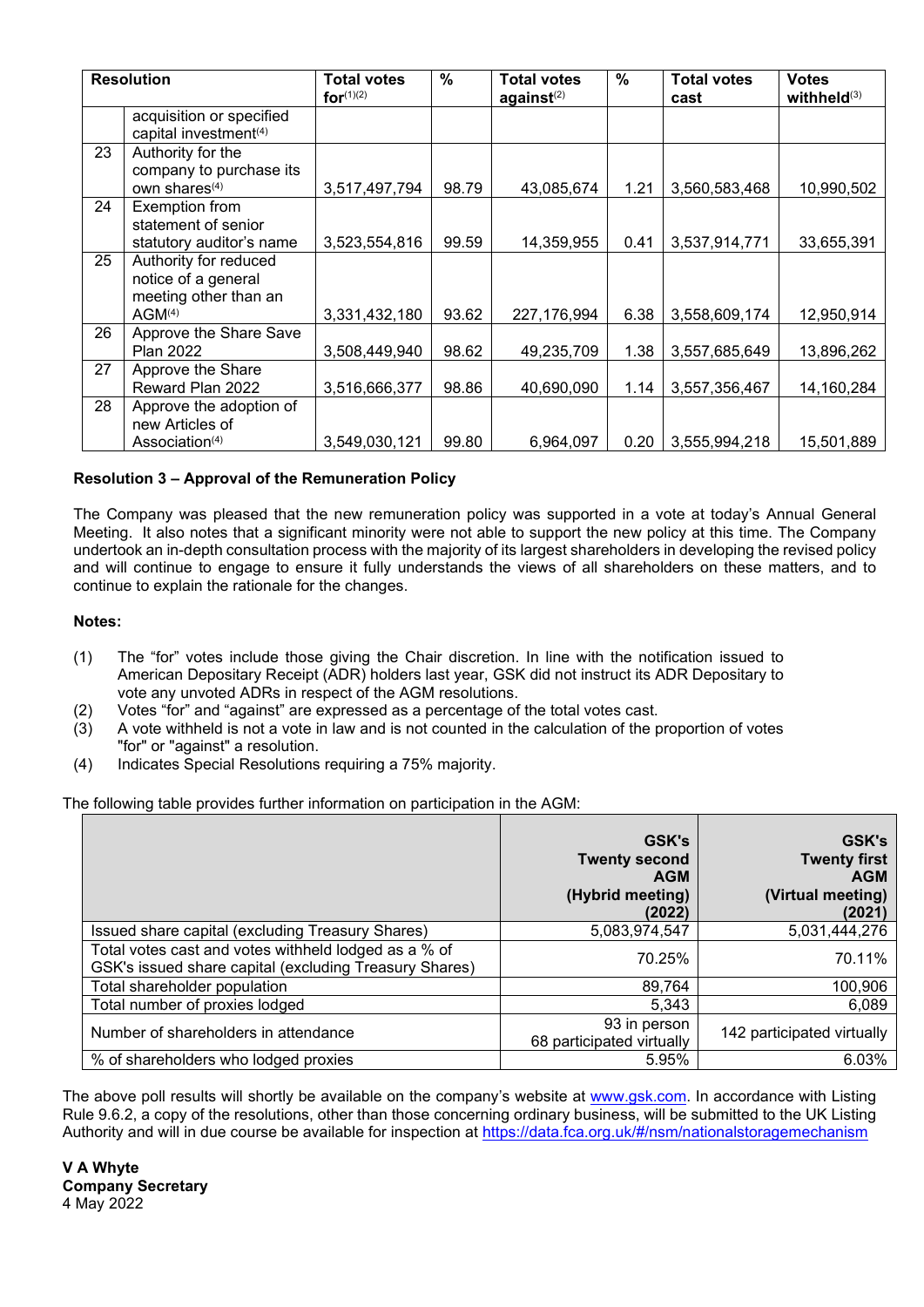| Resolution | | Total votes for[(1)(2)] | % | Total votes against[(2)] | % | Total votes cast | Votes withheld[(3)] |
|---|---|---|---|---|---|---|---|
| | acquisition or specified capital investment[(4)] | | | | | | |
| 23 | Authority for the company to purchase its own shares[(4)] | 3,517,497,794 | 98.79 | 43,085,674 | 1.21 | 3,560,583,468 | 10,990,502 |
| 24 | Exemption from statement of senior statutory auditor's name | 3,523,554,816 | 99.59 | 14,359,955 | 0.41 | 3,537,914,771 | 33,655,391 |
| 25 | Authority for reduced notice of a general meeting other than an AGM[(4)] | 3,331,432,180 | 93.62 | 227,176,994 | 6.38 | 3,558,609,174 | 12,950,914 |
| 26 | Approve the Share Save Plan 2022 | 3,508,449,940 | 98.62 | 49,235,709 | 1.38 | 3,557,685,649 | 13,896,262 |
| 27 | Approve the Share Reward Plan 2022 | 3,516,666,377 | 98.86 | 40,690,090 | 1.14 | 3,557,356,467 | 14,160,284 |
| 28 | Approve the adoption of new Articles of Association[(4)] | 3,549,030,121 | 99.80 | 6,964,097 | 0.20 | 3,555,994,218 | 15,501,889 |

**Resolution 3 – Approval of the Remuneration Policy**

The Company was pleased that the new remuneration policy was supported in a vote at today's Annual General Meeting. It also notes that a significant minority were not able to support the new policy at this time. The Company undertook an in-depth consultation process with the majority of its largest shareholders in developing the revised policy and will continue to engage to ensure it fully understands the views of all shareholders on these matters, and to continue to explain the rationale for the changes.

**Notes:**

(1) The "for" votes include those giving the Chair discretion. In line with the notification issued to American Depositary Receipt (ADR) holders last year, GSK did not instruct its ADR Depositary to vote any unvoted ADRs in respect of the AGM resolutions.
(2) Votes "for" and "against" are expressed as a percentage of the total votes cast.
(3) A vote withheld is not a vote in law and is not counted in the calculation of the proportion of votes "for" or "against" a resolution.
(4) Indicates Special Resolutions requiring a 75% majority.

The following table provides further information on participation in the AGM:

| | GSK's Twenty second AGM (Hybrid meeting) (2022) | GSK's Twenty first AGM (Virtual meeting) (2021) |
|---|---|---|
| Issued share capital (excluding Treasury Shares) | 5,083,974,547 | 5,031,444,276 |
| Total votes cast and votes withheld lodged as a % of GSK's issued share capital (excluding Treasury Shares) | 70.25% | 70.11% |
| Total shareholder population | 89,764 | 100,906 |
| Total number of proxies lodged | 5,343 | 6,089 |
| Number of shareholders in attendance | 93 in person<br>68 participated virtually | 142 participated virtually |
| % of shareholders who lodged proxies | 5.95% | 6.03% |

The above poll results will shortly be available on the company's website at www.gsk.com. In accordance with Listing Rule 9.6.2, a copy of the resolutions, other than those concerning ordinary business, will be submitted to the UK Listing Authority and will in due course be available for inspection at https://data.fca.org.uk/#/nsm/nationalstoragemechanism

**V A Whyte**
**Company Secretary**
4 May 2022